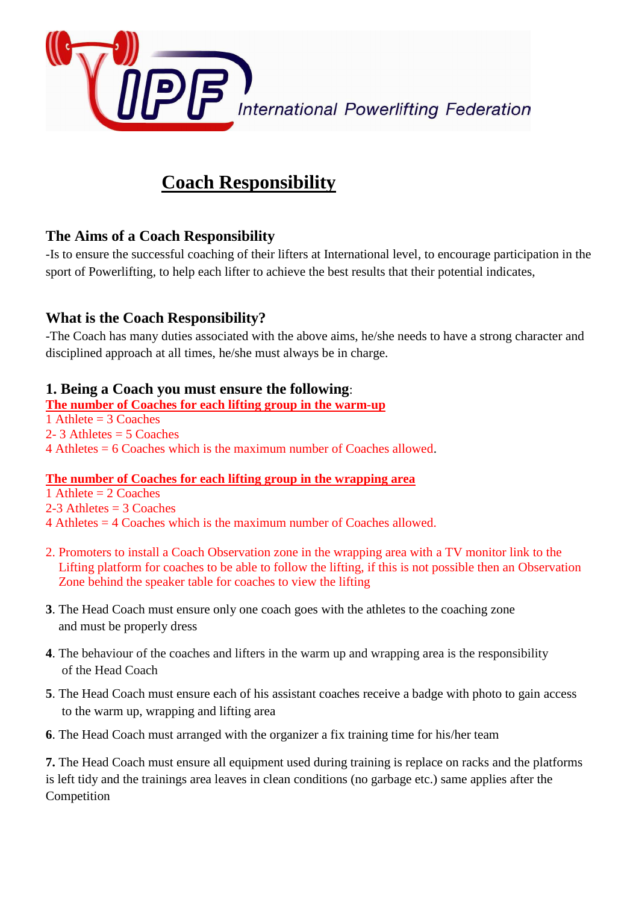IPF International Powerlifting Federation

# Coach Responsibility

## The Aims of a Coach Responsibility

-Is to ensure the successful coaching of their lifters at International level, to encourage participation in the sport of Powerlifting, to help each lifter to achieve the best results that their potential indicates,

## What is the Coach Responsibility?

-The Coach has many duties associated with the above aims, he/she needs to have a strong character and disciplined approach at all times, he/she must always be in charge.

## 1. Being a Coach you must ensure the following:

**The number of Coaches for each lifting group in the warm-up**

1 Athlete = 3 Coaches
2- 3 Athletes = 5 Coaches
4 Athletes = 6 Coaches which is the maximum number of Coaches allowed.

**The number of Coaches for each lifting group in the wrapping area**

1 Athlete = 2 Coaches
2-3 Athletes = 3 Coaches
4 Athletes = 4 Coaches which is the maximum number of Coaches allowed.

2. Promoters to install a Coach Observation zone in the wrapping area with a TV monitor link to the Lifting platform for coaches to be able to follow the lifting, if this is not possible then an Observation Zone behind the speaker table for coaches to view the lifting

**3**. The Head Coach must ensure only one coach goes with the athletes to the coaching zone and must be properly dress

**4**. The behaviour of the coaches and lifters in the warm up and wrapping area is the responsibility of the Head Coach

**5**. The Head Coach must ensure each of his assistant coaches receive a badge with photo to gain access to the warm up, wrapping and lifting area

**6**. The Head Coach must arranged with the organizer a fix training time for his/her team

**7.** The Head Coach must ensure all equipment used during training is replace on racks and the platforms is left tidy and the trainings area leaves in clean conditions (no garbage etc.) same applies after the Competition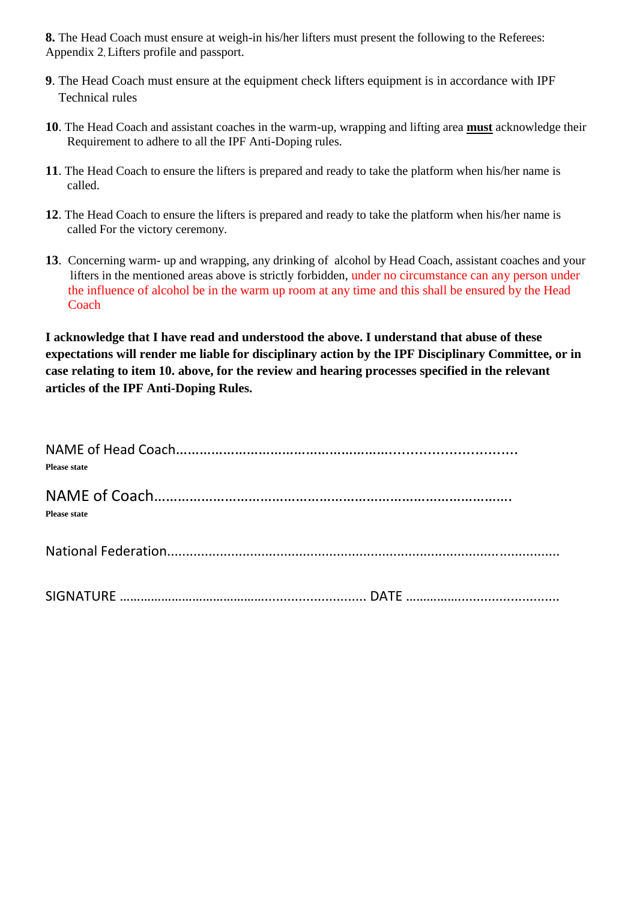**8.** The Head Coach must ensure at weigh-in his/her lifters must present the following to the Referees: Appendix 2, Lifters profile and passport.

**9**. The Head Coach must ensure at the equipment check lifters equipment is in accordance with IPF Technical rules

**10**. The Head Coach and assistant coaches in the warm-up, wrapping and lifting area **must** acknowledge their Requirement to adhere to all the IPF Anti-Doping rules.

**11**. The Head Coach to ensure the lifters is prepared and ready to take the platform when his/her name is called.

**12**. The Head Coach to ensure the lifters is prepared and ready to take the platform when his/her name is called For the victory ceremony.

**13**. Concerning warm- up and wrapping, any drinking of alcohol by Head Coach, assistant coaches and your lifters in the mentioned areas above is strictly forbidden, under no circumstance can any person under the influence of alcohol be in the warm up room at any time and this shall be ensured by the Head Coach

**I acknowledge that I have read and understood the above. I understand that abuse of these expectations will render me liable for disciplinary action by the IPF Disciplinary Committee, or in case relating to item 10. above, for the review and hearing processes specified in the relevant articles of the IPF Anti-Doping Rules.**

NAME of Head Coach.......................................................................................

**Please state**

NAME of Coach.........................................................................................

**Please state**

National Federation......................................................................................................

SIGNATURE ..................................................................... DATE ..........................................